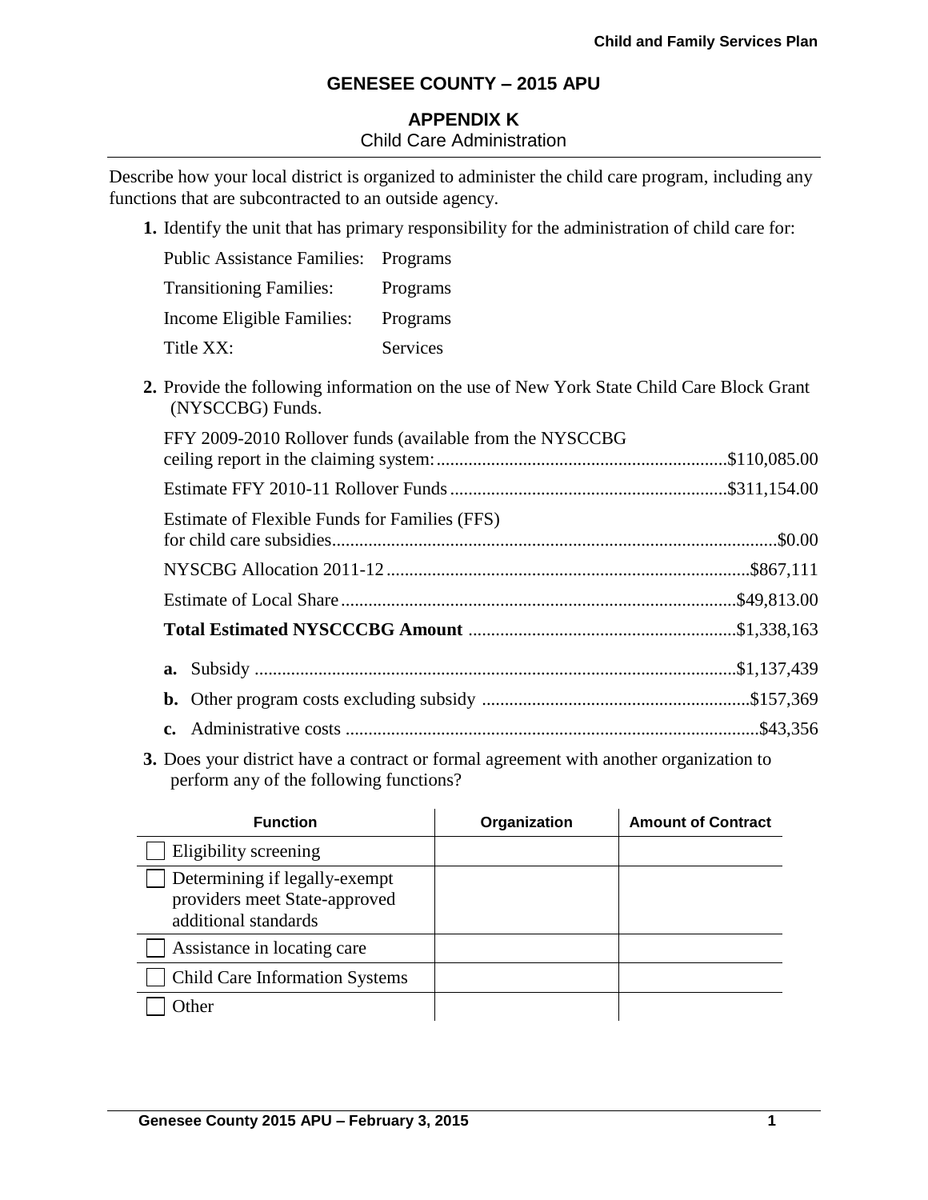## GENESEE COUNTY – 2015 APU

### APPENDIX K

Child Care Administration

Describe how your local district is organized to administer the child care program, including any functions that are subcontracted to an outside agency.

**1.** Identify the unit that has primary responsibility for the administration of child care for:

| | |
|---|---|
| Public Assistance Families: | Programs |
| Transitioning Families: | Programs |
| Income Eligible Families: | Programs |
| Title XX: | Services |

**2.** Provide the following information on the use of New York State Child Care Block Grant (NYSCCBG) Funds.

FFY 2009-2010 Rollover funds (available from the NYSCCBG ceiling report in the claiming system: ............ $110,085.00

Estimate FFY 2010-11 Rollover Funds ............ $311,154.00

Estimate of Flexible Funds for Families (FFS) for child care subsidies ............ $0.00

NYSCBG Allocation 2011-12 ............ $867,111

Estimate of Local Share ............ $49,813.00

**Total Estimated NYSCCCBG Amount** ............ $1,338,163

**a.** Subsidy ............ $1,137,439

**b.** Other program costs excluding subsidy ............ $157,369

**c.** Administrative costs ............ $43,356

**3.** Does your district have a contract or formal agreement with another organization to perform any of the following functions?

| Function | Organization | Amount of Contract |
|---|---|---|
| ☐ Eligibility screening | | |
| ☐ Determining if legally-exempt providers meet State-approved additional standards | | |
| ☐ Assistance in locating care | | |
| ☐ Child Care Information Systems | | |
| ☐ Other | | |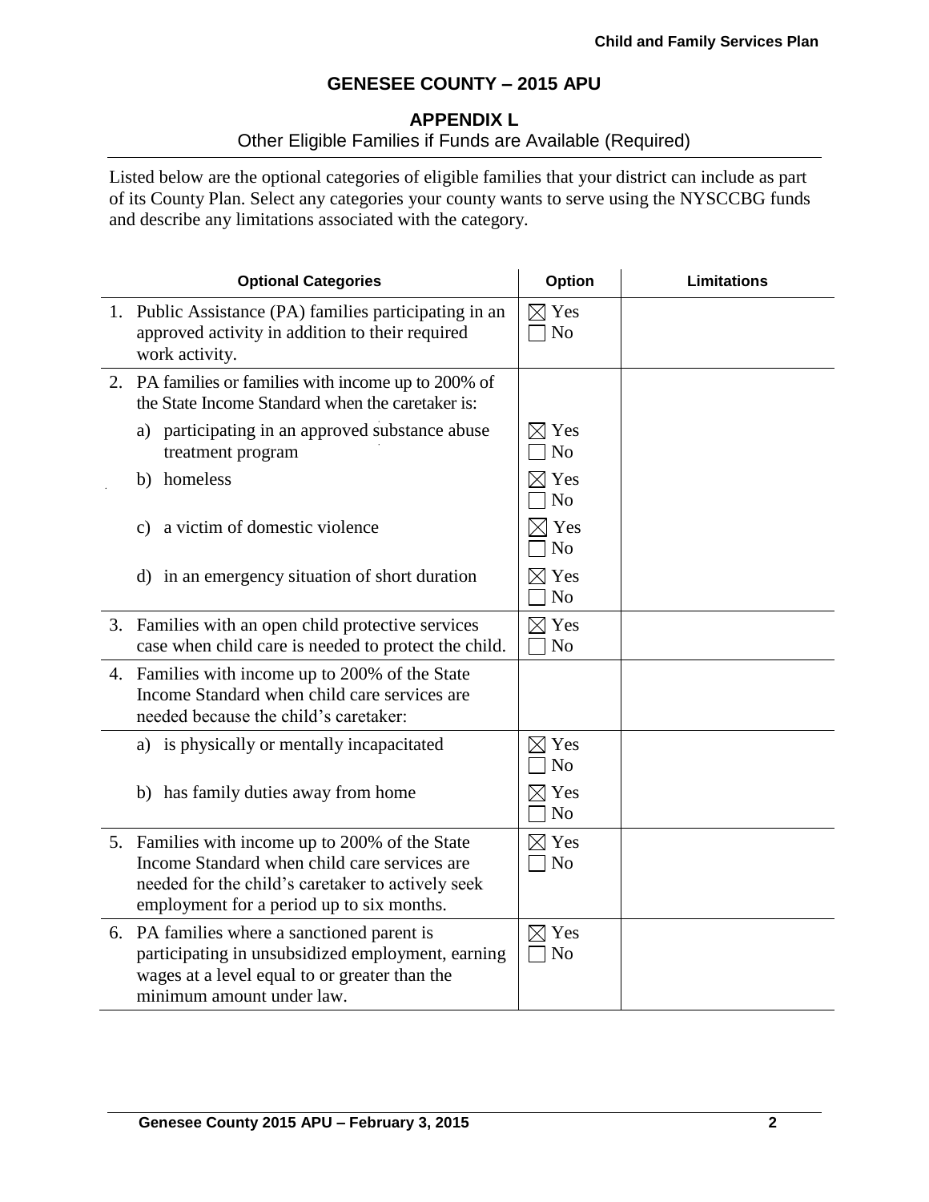## GENESEE COUNTY – 2015 APU

### APPENDIX L

Other Eligible Families if Funds are Available (Required)

Listed below are the optional categories of eligible families that your district can include as part of its County Plan. Select any categories your county wants to serve using the NYSCCBG funds and describe any limitations associated with the category.

| Optional Categories | Option | Limitations |
|---|---|---|
| 1. Public Assistance (PA) families participating in an approved activity in addition to their required work activity. | ☒ Yes ☐ No | |
| 2. PA families or families with income up to 200% of the State Income Standard when the caretaker is: | | |
| a) participating in an approved substance abuse treatment program | ☒ Yes ☐ No | |
| b) homeless | ☒ Yes ☐ No | |
| c) a victim of domestic violence | ☒ Yes ☐ No | |
| d) in an emergency situation of short duration | ☒ Yes ☐ No | |
| 3. Families with an open child protective services case when child care is needed to protect the child. | ☒ Yes ☐ No | |
| 4. Families with income up to 200% of the State Income Standard when child care services are needed because the child's caretaker: | | |
| a) is physically or mentally incapacitated | ☒ Yes ☐ No | |
| b) has family duties away from home | ☒ Yes ☐ No | |
| 5. Families with income up to 200% of the State Income Standard when child care services are needed for the child's caretaker to actively seek employment for a period up to six months. | ☒ Yes ☐ No | |
| 6. PA families where a sanctioned parent is participating in unsubsidized employment, earning wages at a level equal to or greater than the minimum amount under law. | ☒ Yes ☐ No | |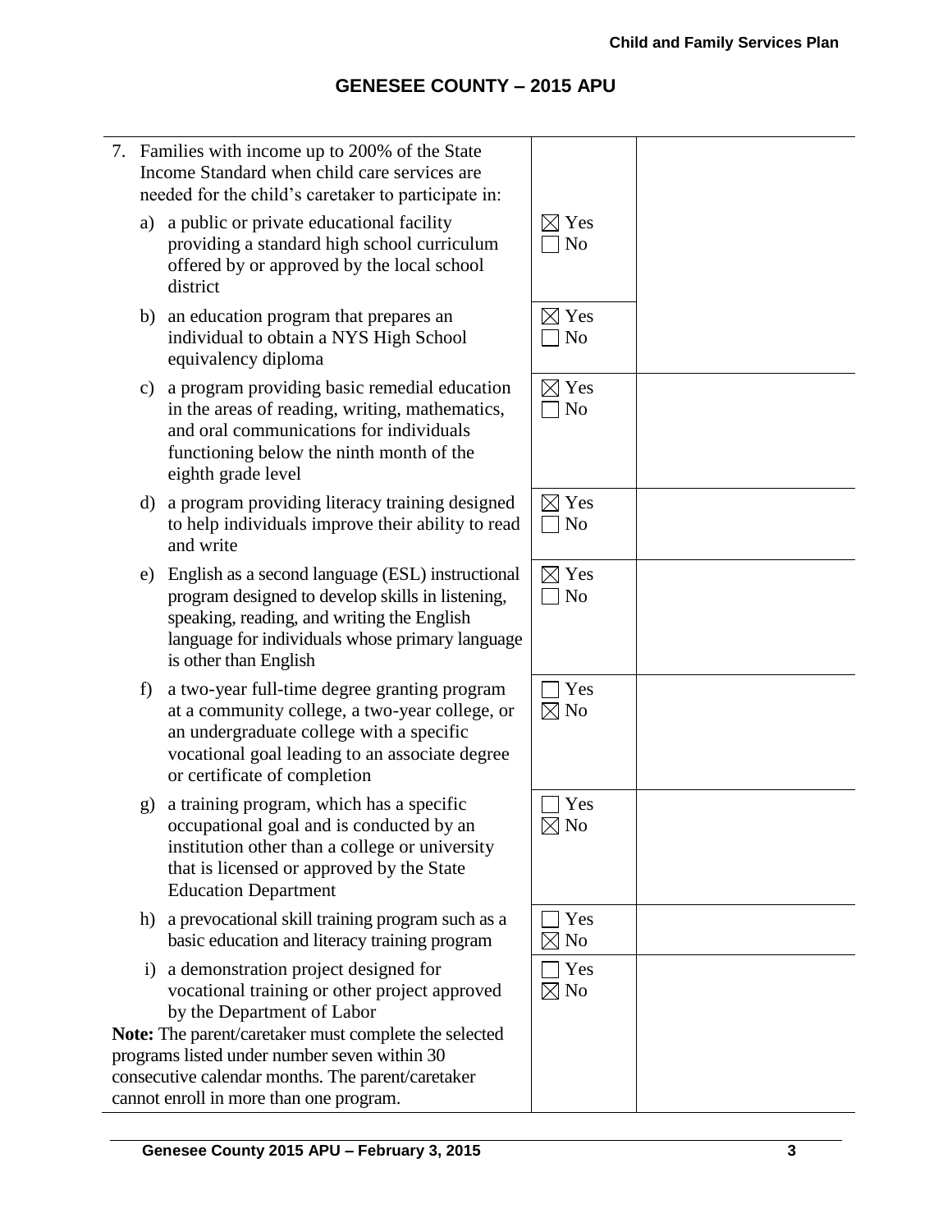## GENESEE COUNTY – 2015 APU

| | | |
|---|---|---|
| 7. Families with income up to 200% of the State Income Standard when child care services are needed for the child's caretaker to participate in: | | |
| a) a public or private educational facility providing a standard high school curriculum offered by or approved by the local school district | ☒ Yes ☐ No | |
| b) an education program that prepares an individual to obtain a NYS High School equivalency diploma | ☒ Yes ☐ No | |
| c) a program providing basic remedial education in the areas of reading, writing, mathematics, and oral communications for individuals functioning below the ninth month of the eighth grade level | ☒ Yes ☐ No | |
| d) a program providing literacy training designed to help individuals improve their ability to read and write | ☒ Yes ☐ No | |
| e) English as a second language (ESL) instructional program designed to develop skills in listening, speaking, reading, and writing the English language for individuals whose primary language is other than English | ☒ Yes ☐ No | |
| f) a two-year full-time degree granting program at a community college, a two-year college, or an undergraduate college with a specific vocational goal leading to an associate degree or certificate of completion | ☐ Yes ☒ No | |
| g) a training program, which has a specific occupational goal and is conducted by an institution other than a college or university that is licensed or approved by the State Education Department | ☐ Yes ☒ No | |
| h) a prevocational skill training program such as a basic education and literacy training program | ☐ Yes ☒ No | |
| i) a demonstration project designed for vocational training or other project approved by the Department of Labor<br>**Note:** The parent/caretaker must complete the selected programs listed under number seven within 30 consecutive calendar months. The parent/caretaker cannot enroll in more than one program. | ☐ Yes ☒ No | |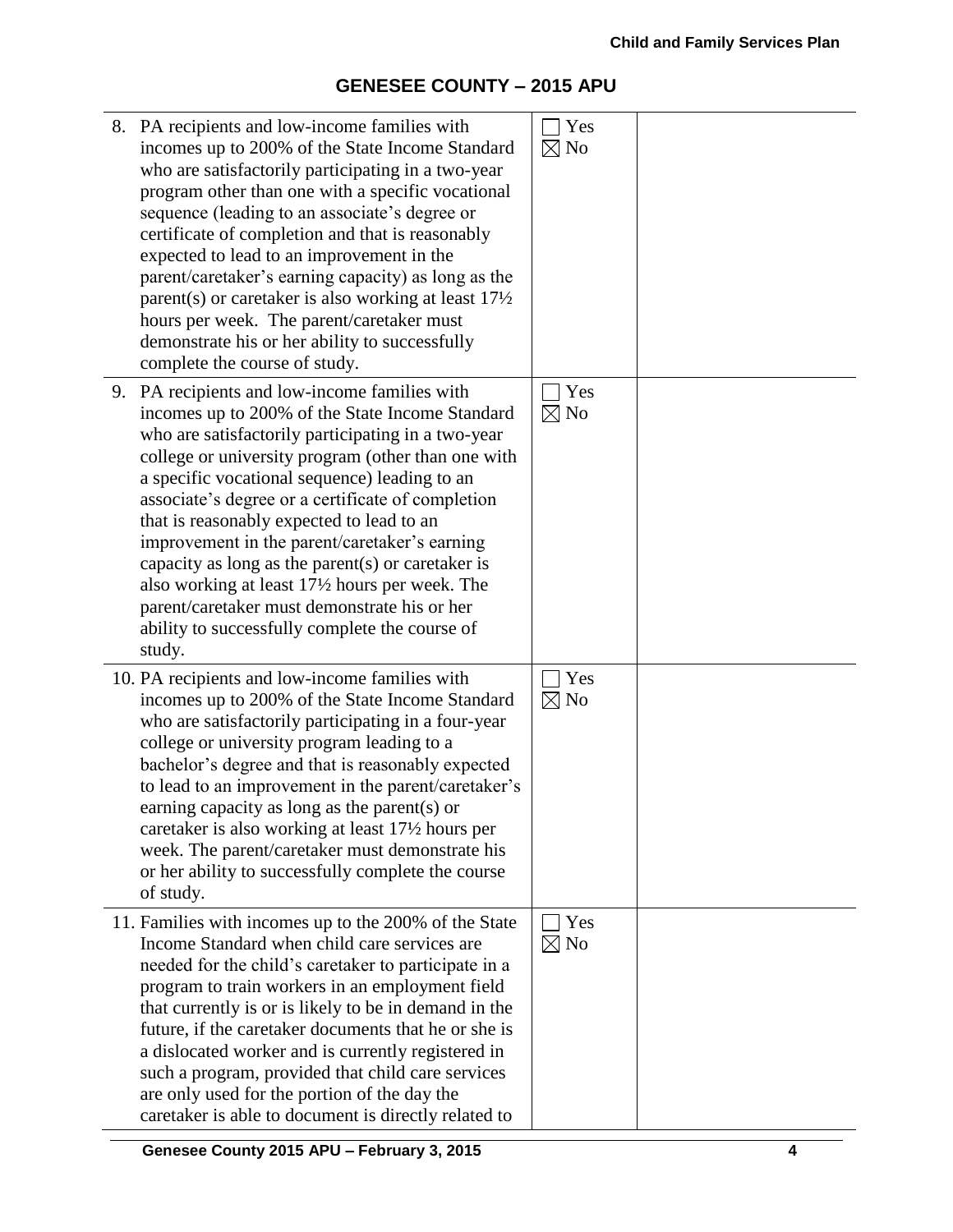## GENESEE COUNTY – 2015 APU

| | | |
|---|---|---|
| 8. PA recipients and low-income families with incomes up to 200% of the State Income Standard who are satisfactorily participating in a two-year program other than one with a specific vocational sequence (leading to an associate's degree or certificate of completion and that is reasonably expected to lead to an improvement in the parent/caretaker's earning capacity) as long as the parent(s) or caretaker is also working at least 17½ hours per week. The parent/caretaker must demonstrate his or her ability to successfully complete the course of study. | ☐ Yes ☒ No | |
| 9. PA recipients and low-income families with incomes up to 200% of the State Income Standard who are satisfactorily participating in a two-year college or university program (other than one with a specific vocational sequence) leading to an associate's degree or a certificate of completion that is reasonably expected to lead to an improvement in the parent/caretaker's earning capacity as long as the parent(s) or caretaker is also working at least 17½ hours per week. The parent/caretaker must demonstrate his or her ability to successfully complete the course of study. | ☐ Yes ☒ No | |
| 10. PA recipients and low-income families with incomes up to 200% of the State Income Standard who are satisfactorily participating in a four-year college or university program leading to a bachelor's degree and that is reasonably expected to lead to an improvement in the parent/caretaker's earning capacity as long as the parent(s) or caretaker is also working at least 17½ hours per week. The parent/caretaker must demonstrate his or her ability to successfully complete the course of study. | ☐ Yes ☒ No | |
| 11. Families with incomes up to the 200% of the State Income Standard when child care services are needed for the child's caretaker to participate in a program to train workers in an employment field that currently is or is likely to be in demand in the future, if the caretaker documents that he or she is a dislocated worker and is currently registered in such a program, provided that child care services are only used for the portion of the day the caretaker is able to document is directly related to | ☐ Yes ☒ No | |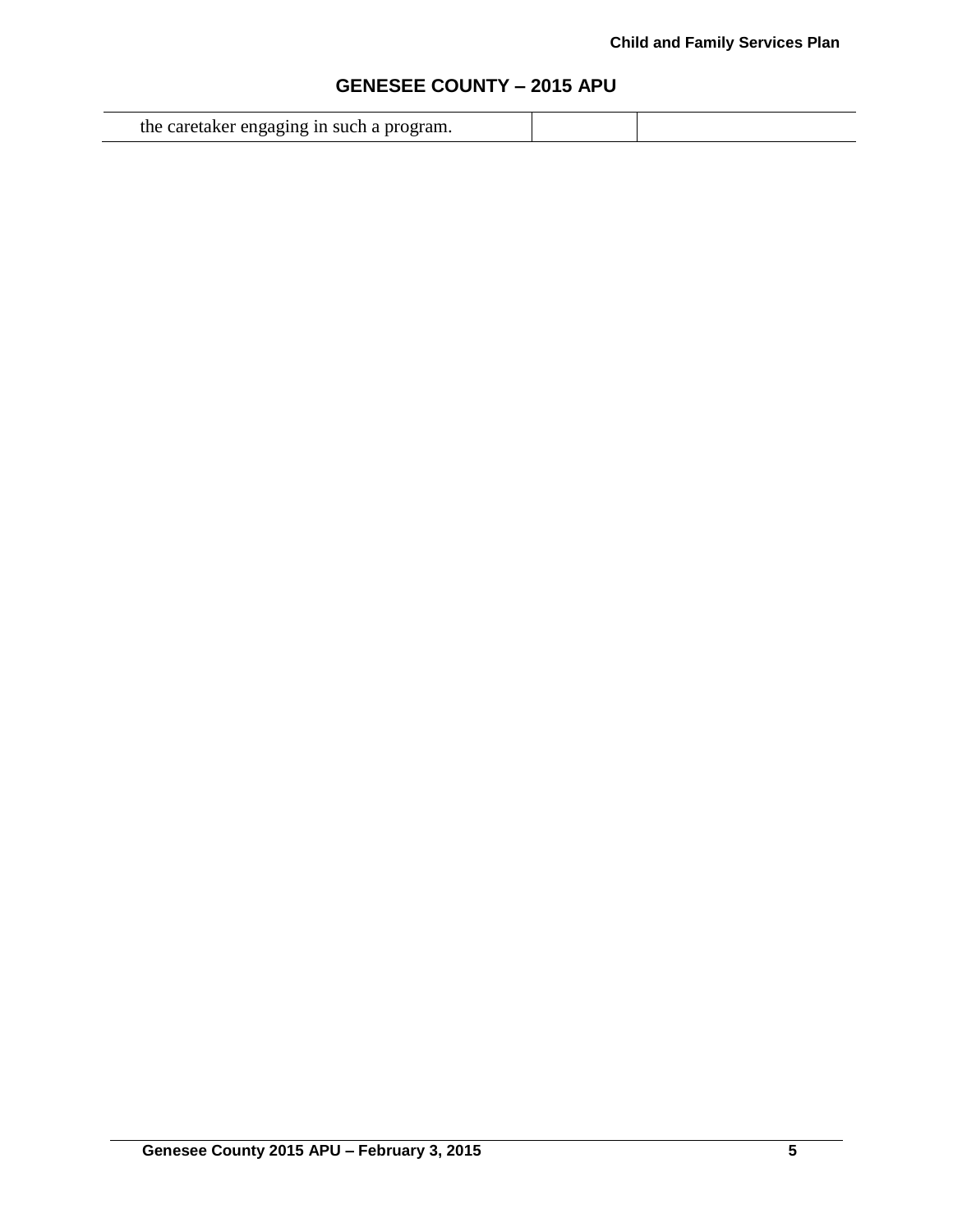| | | |
|---|---|---|
| the caretaker engaging in such a program. | | |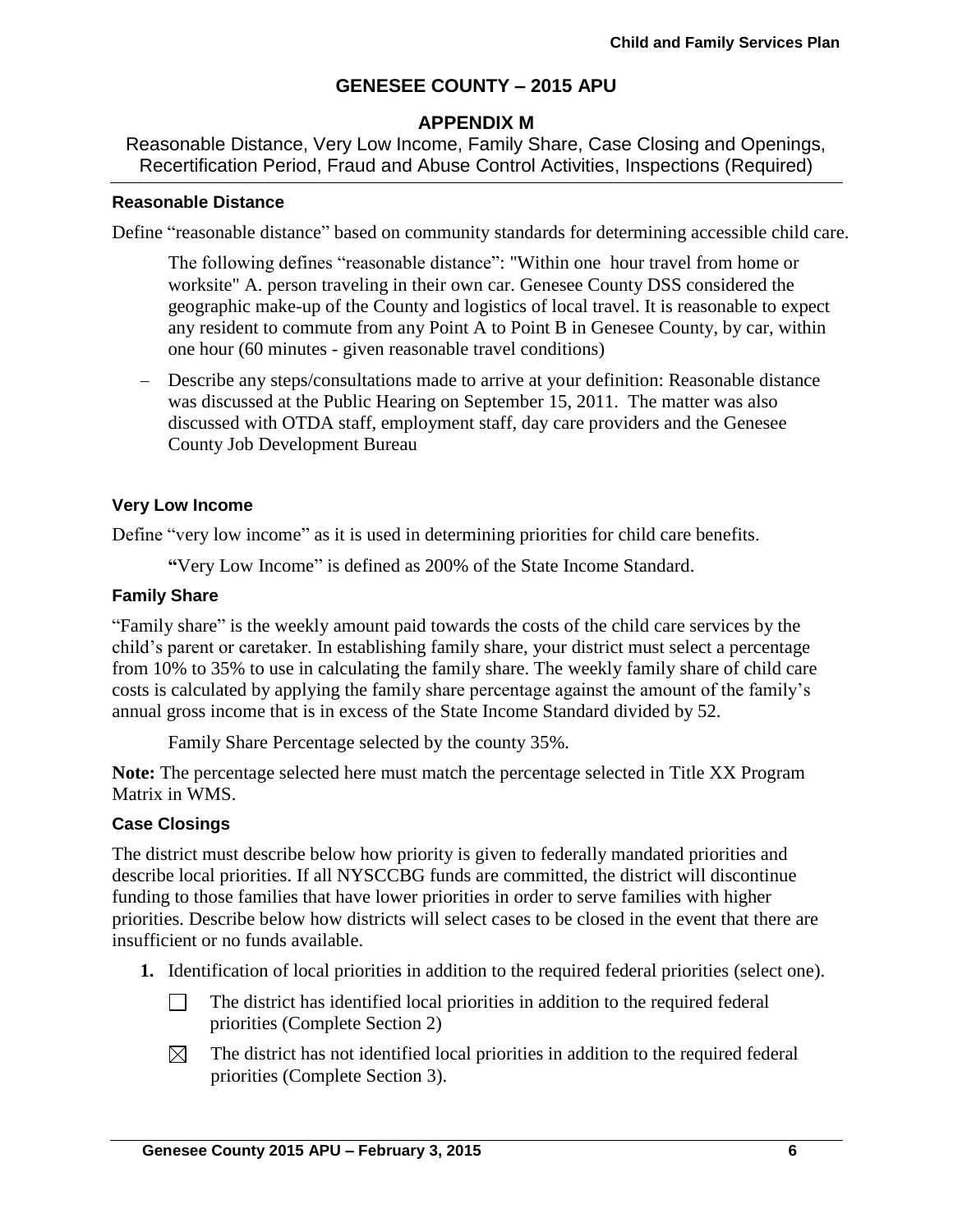## GENESEE COUNTY – 2015 APU

### APPENDIX M

Reasonable Distance, Very Low Income, Family Share, Case Closing and Openings, Recertification Period, Fraud and Abuse Control Activities, Inspections (Required)

#### Reasonable Distance

Define "reasonable distance" based on community standards for determining accessible child care.

The following defines "reasonable distance": "Within one hour travel from home or worksite" A. person traveling in their own car. Genesee County DSS considered the geographic make-up of the County and logistics of local travel. It is reasonable to expect any resident to commute from any Point A to Point B in Genesee County, by car, within one hour (60 minutes - given reasonable travel conditions)

– Describe any steps/consultations made to arrive at your definition: Reasonable distance was discussed at the Public Hearing on September 15, 2011. The matter was also discussed with OTDA staff, employment staff, day care providers and the Genesee County Job Development Bureau

#### Very Low Income

Define "very low income" as it is used in determining priorities for child care benefits.

"Very Low Income" is defined as 200% of the State Income Standard.

#### Family Share

"Family share" is the weekly amount paid towards the costs of the child care services by the child's parent or caretaker. In establishing family share, your district must select a percentage from 10% to 35% to use in calculating the family share. The weekly family share of child care costs is calculated by applying the family share percentage against the amount of the family's annual gross income that is in excess of the State Income Standard divided by 52.

Family Share Percentage selected by the county 35%.

**Note:** The percentage selected here must match the percentage selected in Title XX Program Matrix in WMS.

#### Case Closings

The district must describe below how priority is given to federally mandated priorities and describe local priorities. If all NYSCCBG funds are committed, the district will discontinue funding to those families that have lower priorities in order to serve families with higher priorities. Describe below how districts will select cases to be closed in the event that there are insufficient or no funds available.

**1.** Identification of local priorities in addition to the required federal priorities (select one).

☐ The district has identified local priorities in addition to the required federal priorities (Complete Section 2)

☒ The district has not identified local priorities in addition to the required federal priorities (Complete Section 3).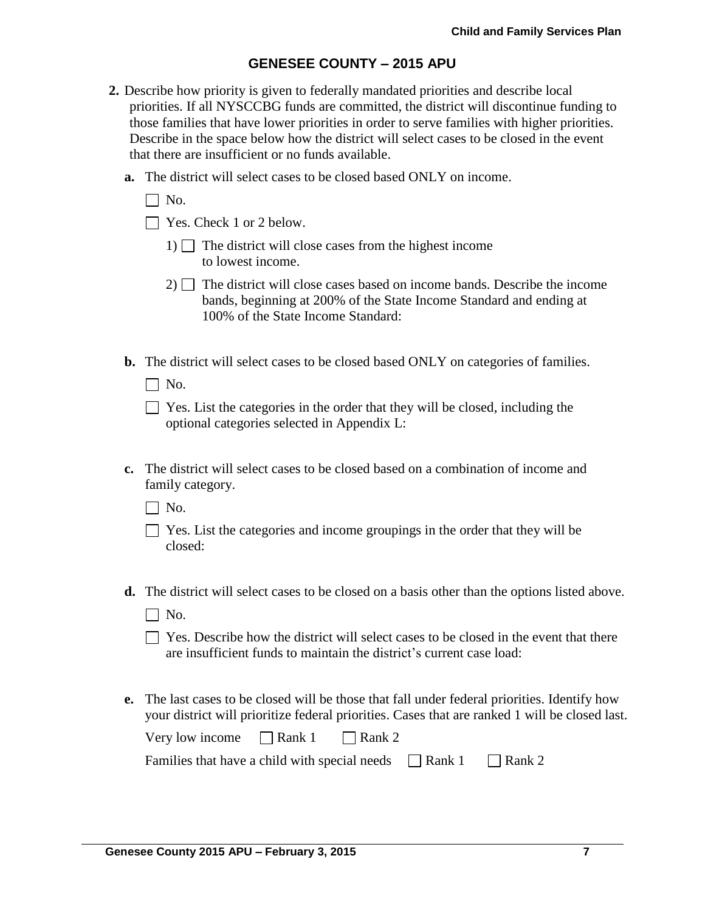## GENESEE COUNTY – 2015 APU

**2.** Describe how priority is given to federally mandated priorities and describe local priorities. If all NYSCCBG funds are committed, the district will discontinue funding to those families that have lower priorities in order to serve families with higher priorities. Describe in the space below how the district will select cases to be closed in the event that there are insufficient or no funds available.

**a.** The district will select cases to be closed based ONLY on income.

☐ No.

☐ Yes. Check 1 or 2 below.

1) ☐ The district will close cases from the highest income to lowest income.

2) ☐ The district will close cases based on income bands. Describe the income bands, beginning at 200% of the State Income Standard and ending at 100% of the State Income Standard:

**b.** The district will select cases to be closed based ONLY on categories of families.

☐ No.

☐ Yes. List the categories in the order that they will be closed, including the optional categories selected in Appendix L:

**c.** The district will select cases to be closed based on a combination of income and family category.

☐ No.

☐ Yes. List the categories and income groupings in the order that they will be closed:

**d.** The district will select cases to be closed on a basis other than the options listed above.

☐ No.

☐ Yes. Describe how the district will select cases to be closed in the event that there are insufficient funds to maintain the district's current case load:

**e.** The last cases to be closed will be those that fall under federal priorities. Identify how your district will prioritize federal priorities. Cases that are ranked 1 will be closed last.

Very low income ☐ Rank 1 ☐ Rank 2

Families that have a child with special needs ☐ Rank 1 ☐ Rank 2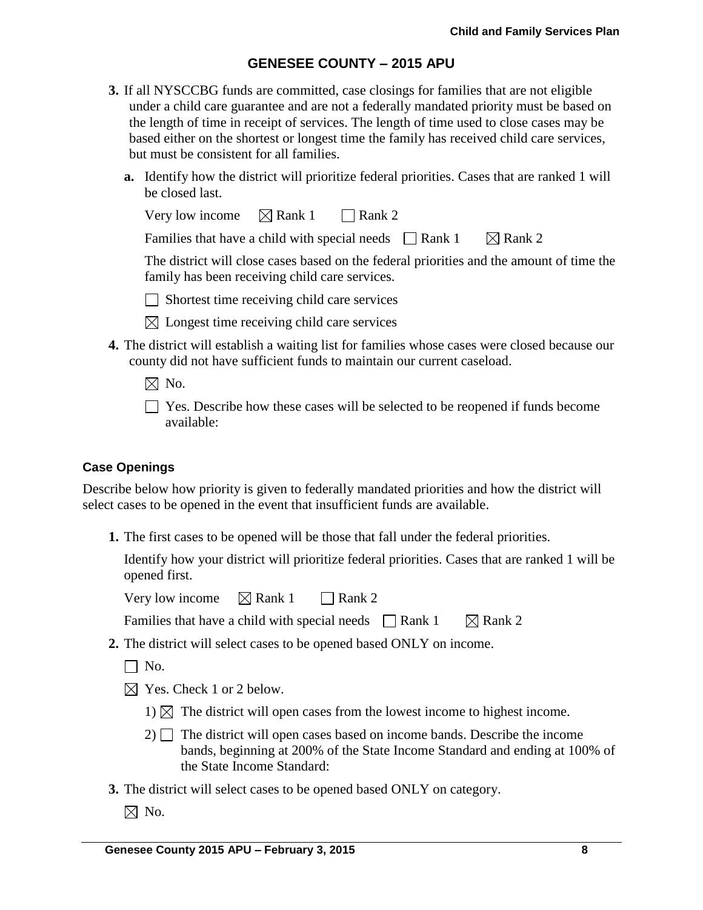## GENESEE COUNTY – 2015 APU

**3.** If all NYSCCBG funds are committed, case closings for families that are not eligible under a child care guarantee and are not a federally mandated priority must be based on the length of time in receipt of services. The length of time used to close cases may be based either on the shortest or longest time the family has received child care services, but must be consistent for all families.

**a.** Identify how the district will prioritize federal priorities. Cases that are ranked 1 will be closed last.

Very low income ☒ Rank 1 ☐ Rank 2

Families that have a child with special needs ☐ Rank 1 ☒ Rank 2

The district will close cases based on the federal priorities and the amount of time the family has been receiving child care services.

☐ Shortest time receiving child care services

☒ Longest time receiving child care services

**4.** The district will establish a waiting list for families whose cases were closed because our county did not have sufficient funds to maintain our current caseload.

☒ No.

☐ Yes. Describe how these cases will be selected to be reopened if funds become available:

### Case Openings

Describe below how priority is given to federally mandated priorities and how the district will select cases to be opened in the event that insufficient funds are available.

**1.** The first cases to be opened will be those that fall under the federal priorities.

Identify how your district will prioritize federal priorities. Cases that are ranked 1 will be opened first.

Very low income ☒ Rank 1 ☐ Rank 2

Families that have a child with special needs ☐ Rank 1 ☒ Rank 2

**2.** The district will select cases to be opened based ONLY on income.

☐ No.

☒ Yes. Check 1 or 2 below.

1) ☒ The district will open cases from the lowest income to highest income.

2) ☐ The district will open cases based on income bands. Describe the income bands, beginning at 200% of the State Income Standard and ending at 100% of the State Income Standard:

**3.** The district will select cases to be opened based ONLY on category.

☒ No.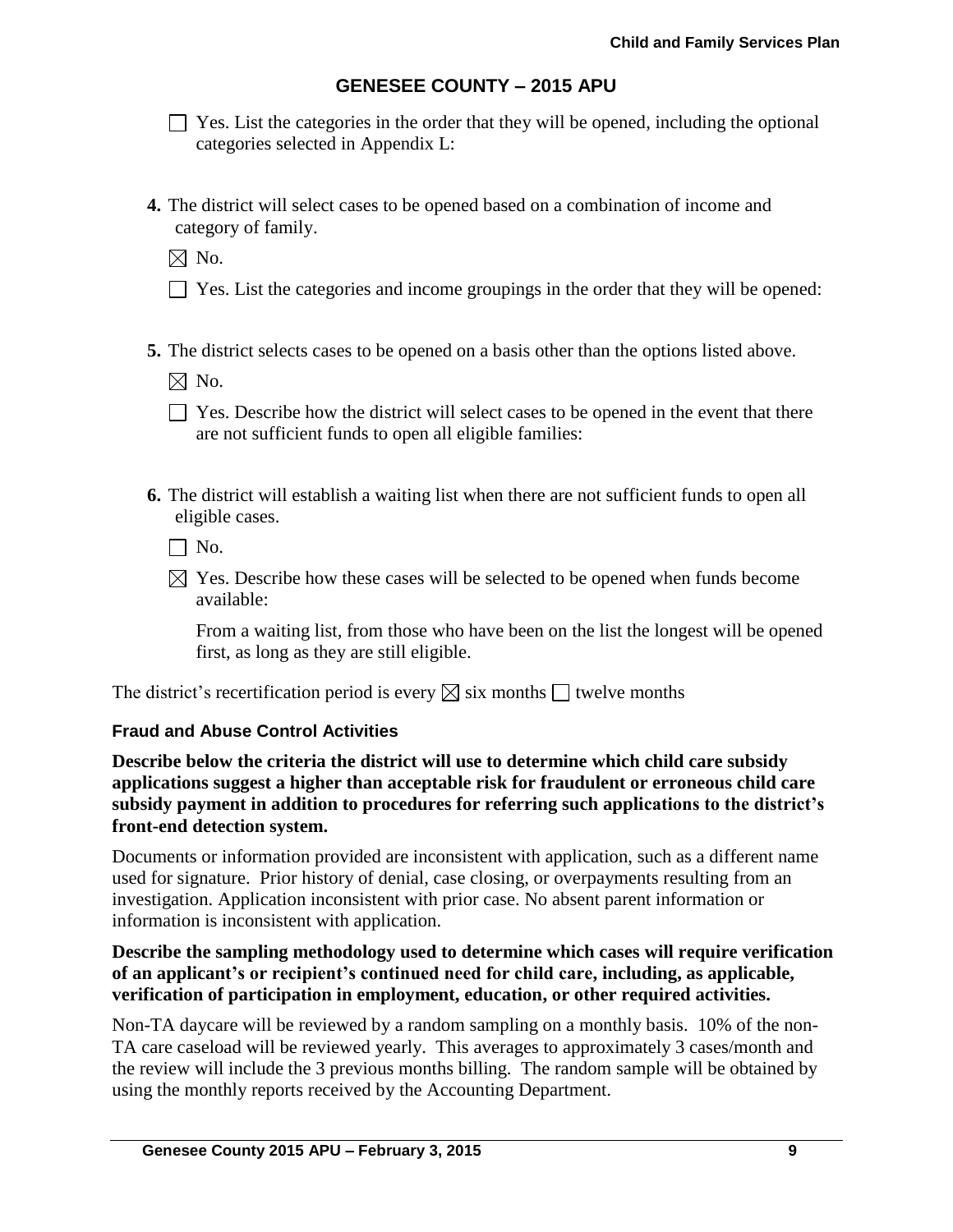☐ Yes. List the categories in the order that they will be opened, including the optional categories selected in Appendix L:

**4.** The district will select cases to be opened based on a combination of income and category of family.

☒ No.

☐ Yes. List the categories and income groupings in the order that they will be opened:

**5.** The district selects cases to be opened on a basis other than the options listed above.

☒ No.

☐ Yes. Describe how the district will select cases to be opened in the event that there are not sufficient funds to open all eligible families:

**6.** The district will establish a waiting list when there are not sufficient funds to open all eligible cases.

☐ No.

☒ Yes. Describe how these cases will be selected to be opened when funds become available:

From a waiting list, from those who have been on the list the longest will be opened first, as long as they are still eligible.

The district's recertification period is every ☒ six months ☐ twelve months

### Fraud and Abuse Control Activities

**Describe below the criteria the district will use to determine which child care subsidy applications suggest a higher than acceptable risk for fraudulent or erroneous child care subsidy payment in addition to procedures for referring such applications to the district's front-end detection system.**

Documents or information provided are inconsistent with application, such as a different name used for signature. Prior history of denial, case closing, or overpayments resulting from an investigation. Application inconsistent with prior case. No absent parent information or information is inconsistent with application.

**Describe the sampling methodology used to determine which cases will require verification of an applicant's or recipient's continued need for child care, including, as applicable, verification of participation in employment, education, or other required activities.**

Non-TA daycare will be reviewed by a random sampling on a monthly basis. 10% of the non-TA care caseload will be reviewed yearly. This averages to approximately 3 cases/month and the review will include the 3 previous months billing. The random sample will be obtained by using the monthly reports received by the Accounting Department.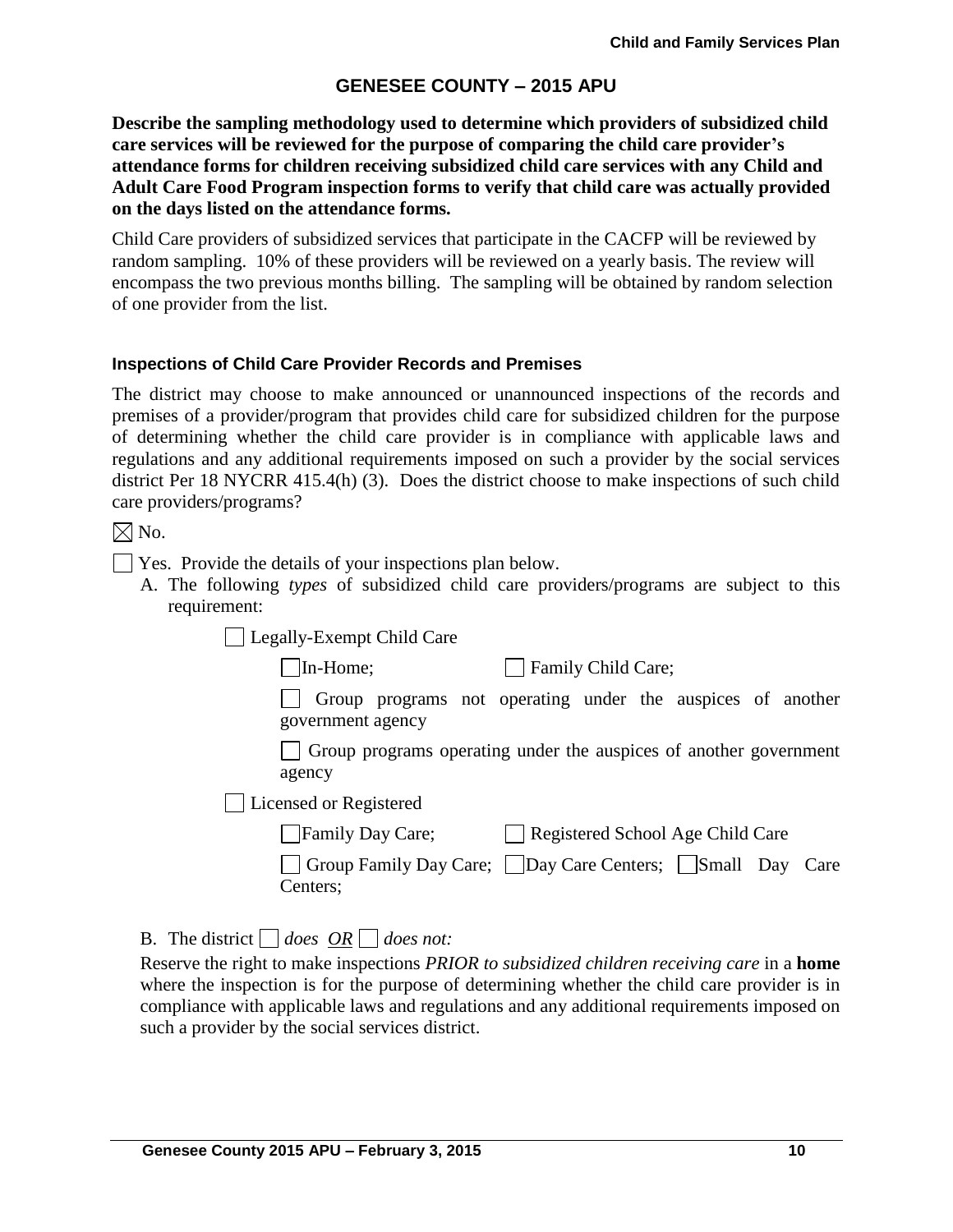## GENESEE COUNTY – 2015 APU

**Describe the sampling methodology used to determine which providers of subsidized child care services will be reviewed for the purpose of comparing the child care provider's attendance forms for children receiving subsidized child care services with any Child and Adult Care Food Program inspection forms to verify that child care was actually provided on the days listed on the attendance forms.**

Child Care providers of subsidized services that participate in the CACFP will be reviewed by random sampling. 10% of these providers will be reviewed on a yearly basis. The review will encompass the two previous months billing. The sampling will be obtained by random selection of one provider from the list.

### Inspections of Child Care Provider Records and Premises

The district may choose to make announced or unannounced inspections of the records and premises of a provider/program that provides child care for subsidized children for the purpose of determining whether the child care provider is in compliance with applicable laws and regulations and any additional requirements imposed on such a provider by the social services district Per 18 NYCRR 415.4(h) (3). Does the district choose to make inspections of such child care providers/programs?

☒ No.

☐ Yes. Provide the details of your inspections plan below.

A. The following *types* of subsidized child care providers/programs are subject to this requirement:

☐ Legally-Exempt Child Care

☐ In-Home; ☐ Family Child Care;

☐ Group programs not operating under the auspices of another government agency

☐ Group programs operating under the auspices of another government agency

☐ Licensed or Registered

☐ Family Day Care; ☐ Registered School Age Child Care

☐ Group Family Day Care; ☐ Day Care Centers; ☐ Small Day Care Centers;

B. The district ☐ *does* *OR* ☐ *does not:*

Reserve the right to make inspections *PRIOR to subsidized children receiving care* in a **home** where the inspection is for the purpose of determining whether the child care provider is in compliance with applicable laws and regulations and any additional requirements imposed on such a provider by the social services district.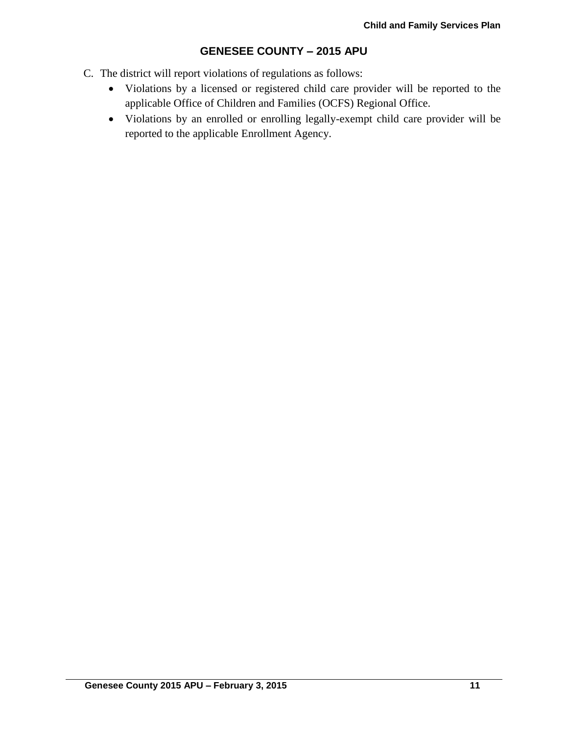C. The district will report violations of regulations as follows:

- Violations by a licensed or registered child care provider will be reported to the applicable Office of Children and Families (OCFS) Regional Office.
- Violations by an enrolled or enrolling legally-exempt child care provider will be reported to the applicable Enrollment Agency.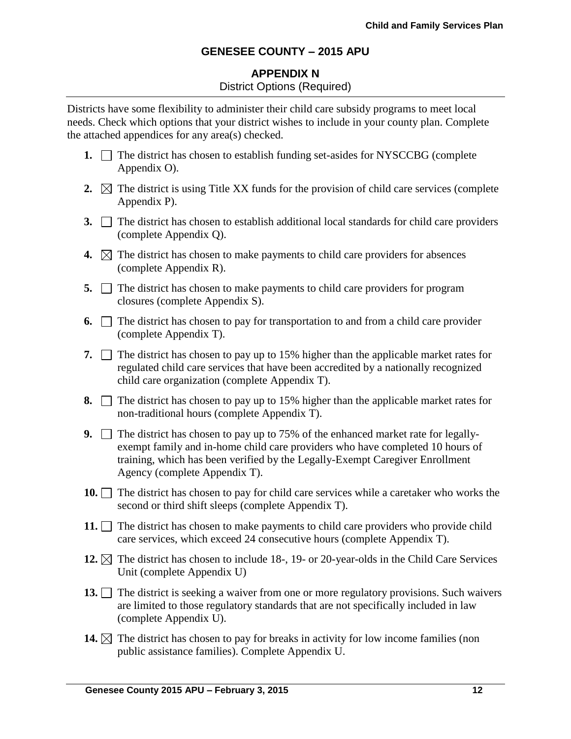## GENESEE COUNTY – 2015 APU

### APPENDIX N

District Options (Required)

Districts have some flexibility to administer their child care subsidy programs to meet local needs. Check which options that your district wishes to include in your county plan. Complete the attached appendices for any area(s) checked.

1. ☐ The district has chosen to establish funding set-asides for NYSCCBG (complete Appendix O).
2. ☒ The district is using Title XX funds for the provision of child care services (complete Appendix P).
3. ☐ The district has chosen to establish additional local standards for child care providers (complete Appendix Q).
4. ☒ The district has chosen to make payments to child care providers for absences (complete Appendix R).
5. ☐ The district has chosen to make payments to child care providers for program closures (complete Appendix S).
6. ☐ The district has chosen to pay for transportation to and from a child care provider (complete Appendix T).
7. ☐ The district has chosen to pay up to 15% higher than the applicable market rates for regulated child care services that have been accredited by a nationally recognized child care organization (complete Appendix T).
8. ☐ The district has chosen to pay up to 15% higher than the applicable market rates for non-traditional hours (complete Appendix T).
9. ☐ The district has chosen to pay up to 75% of the enhanced market rate for legally-exempt family and in-home child care providers who have completed 10 hours of training, which has been verified by the Legally-Exempt Caregiver Enrollment Agency (complete Appendix T).
10. ☐ The district has chosen to pay for child care services while a caretaker who works the second or third shift sleeps (complete Appendix T).
11. ☐ The district has chosen to make payments to child care providers who provide child care services, which exceed 24 consecutive hours (complete Appendix T).
12. ☒ The district has chosen to include 18-, 19- or 20-year-olds in the Child Care Services Unit (complete Appendix U)
13. ☐ The district is seeking a waiver from one or more regulatory provisions. Such waivers are limited to those regulatory standards that are not specifically included in law (complete Appendix U).
14. ☒ The district has chosen to pay for breaks in activity for low income families (non public assistance families). Complete Appendix U.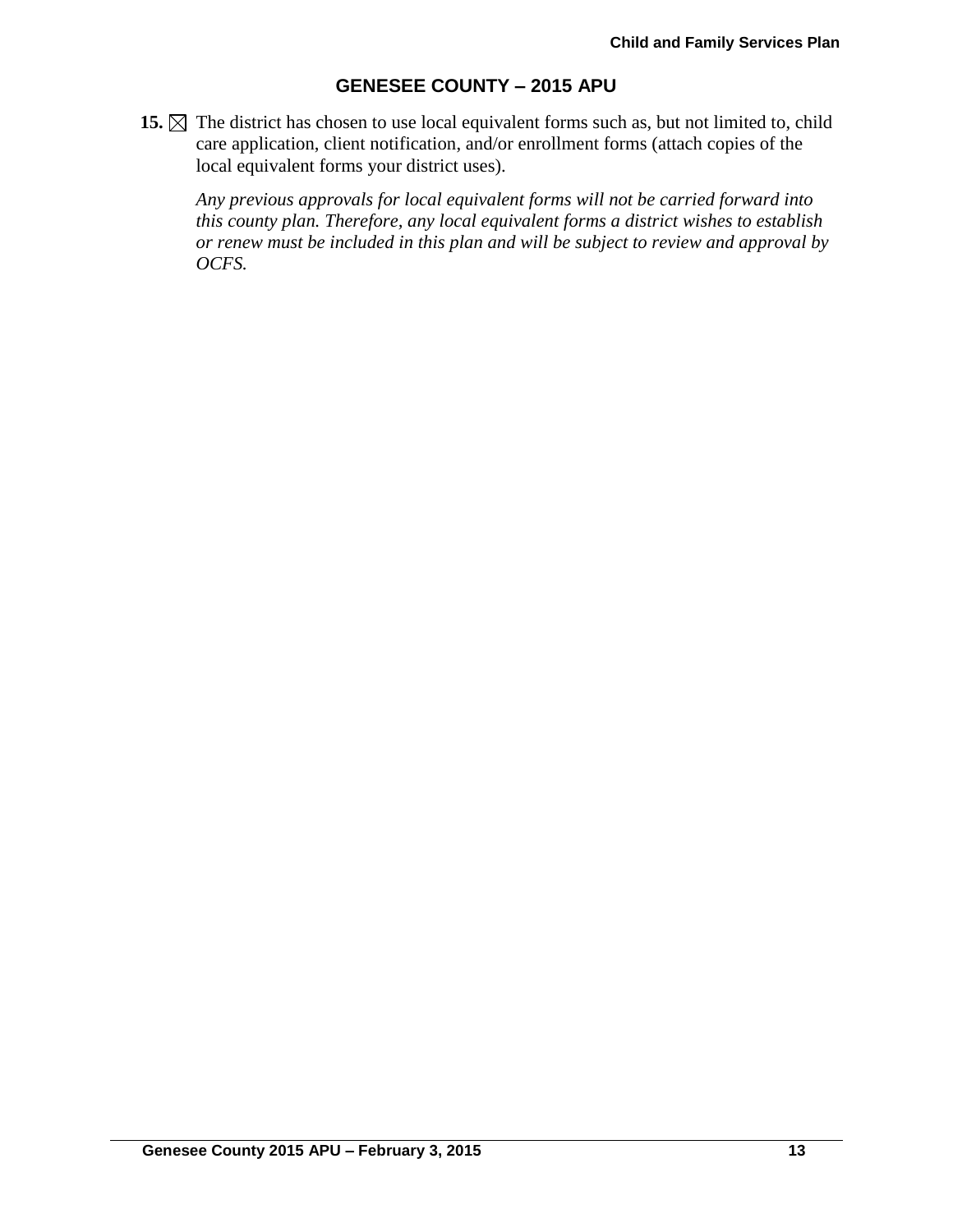## GENESEE COUNTY – 2015 APU

**15.** ☒ The district has chosen to use local equivalent forms such as, but not limited to, child care application, client notification, and/or enrollment forms (attach copies of the local equivalent forms your district uses).

*Any previous approvals for local equivalent forms will not be carried forward into this county plan. Therefore, any local equivalent forms a district wishes to establish or renew must be included in this plan and will be subject to review and approval by OCFS.*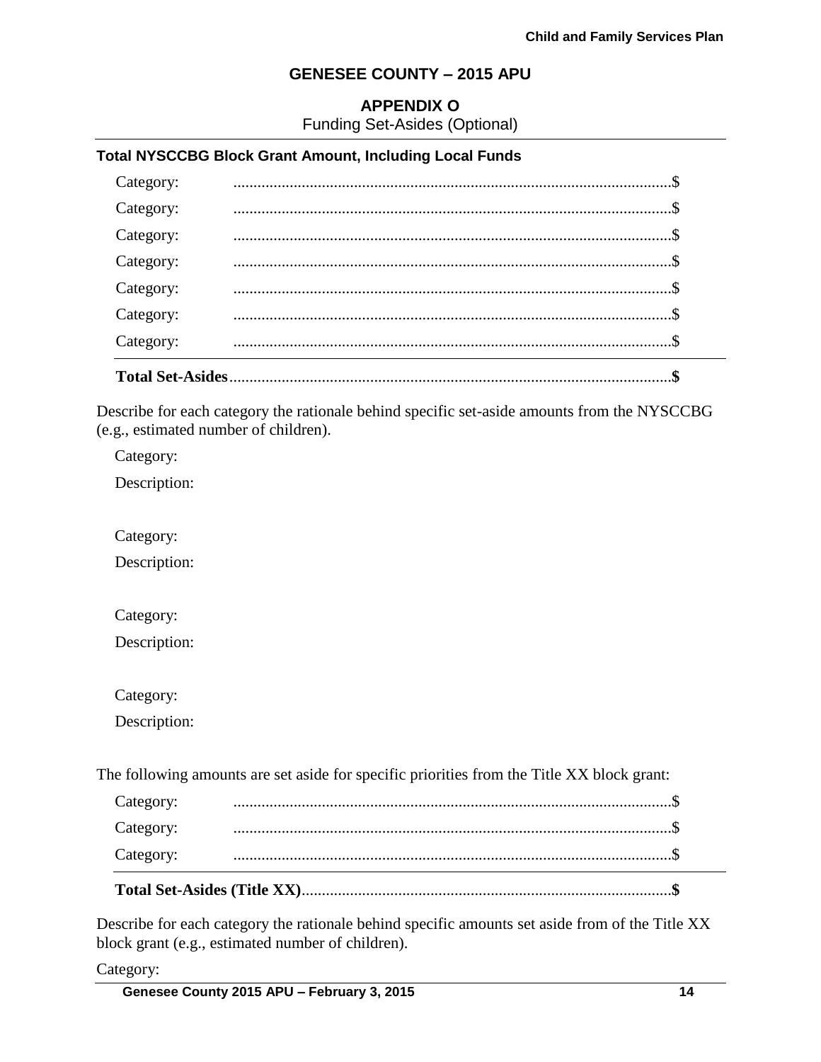## GENESEE COUNTY – 2015 APU

### APPENDIX O

Funding Set-Asides (Optional)

**Total NYSCCBG Block Grant Amount, Including Local Funds**

Category: ............................................................................................................$

Category: ............................................................................................................$

Category: ............................................................................................................$

Category: ............................................................................................................$

Category: ............................................................................................................$

Category: ............................................................................................................$

Category: ............................................................................................................$

**Total Set-Asides**.............................................................................................................**$**

Describe for each category the rationale behind specific set-aside amounts from the NYSCCBG (e.g., estimated number of children).

Category:

Description:

Category:

Description:

Category:

Description:

Category:

Description:

The following amounts are set aside for specific priorities from the Title XX block grant:

Category: ............................................................................................................$

Category: ............................................................................................................$

Category: ............................................................................................................$

**Total Set-Asides (Title XX)**...........................................................................................**$**

Describe for each category the rationale behind specific amounts set aside from of the Title XX block grant (e.g., estimated number of children).

Category: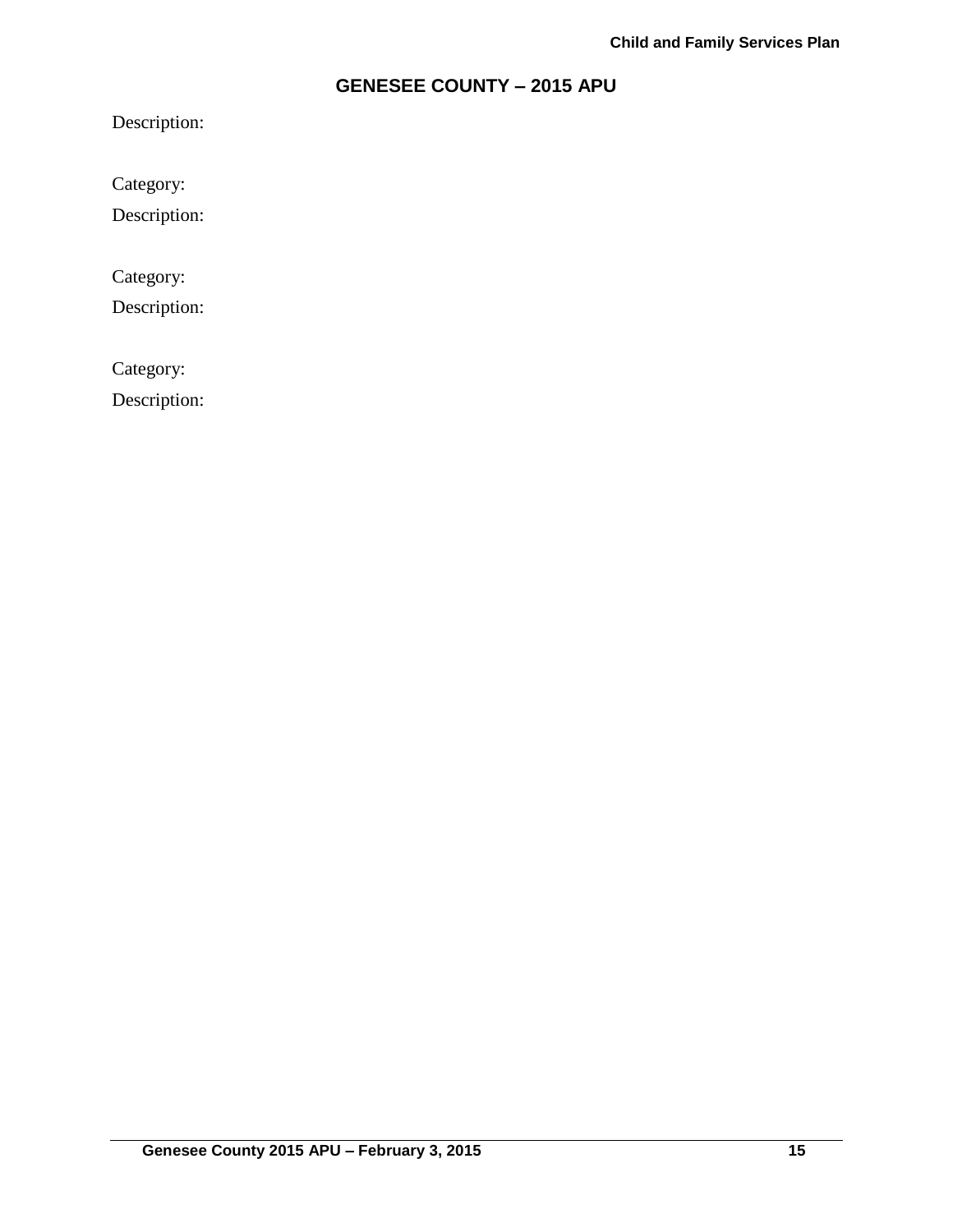## GENESEE COUNTY – 2015 APU

Description:

Category:

Description:

Category:

Description:

Category:

Description: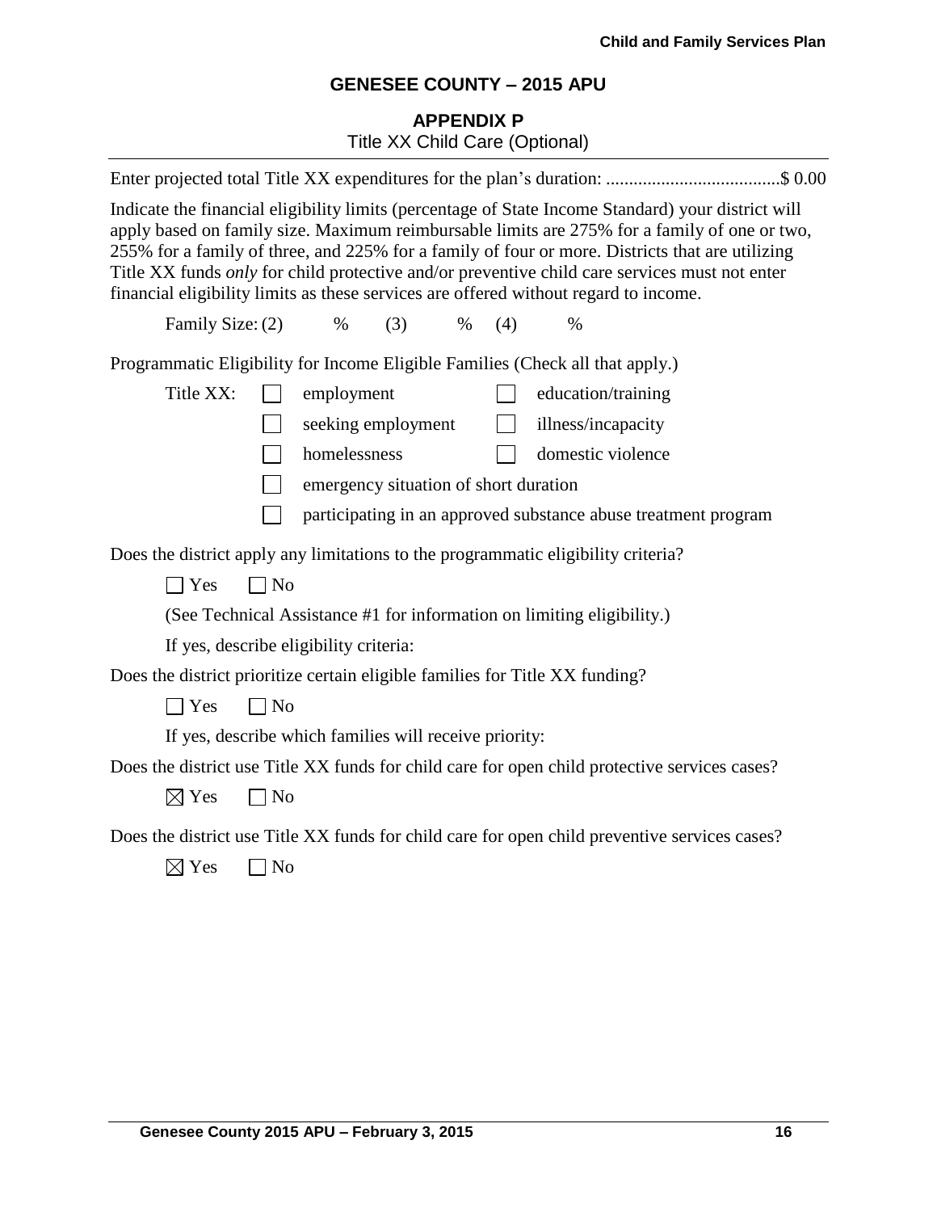## GENESEE COUNTY – 2015 APU

### APPENDIX P

Title XX Child Care (Optional)

Enter projected total Title XX expenditures for the plan's duration: ......................................$ 0.00

Indicate the financial eligibility limits (percentage of State Income Standard) your district will apply based on family size. Maximum reimbursable limits are 275% for a family of one or two, 255% for a family of three, and 225% for a family of four or more. Districts that are utilizing Title XX funds *only* for child protective and/or preventive child care services must not enter financial eligibility limits as these services are offered without regard to income.

Family Size: (2) % (3) % (4) %

Programmatic Eligibility for Income Eligible Families (Check all that apply.)

Title XX:

- ☐ employment
- ☐ education/training
- ☐ seeking employment
- ☐ illness/incapacity
- ☐ homelessness
- ☐ domestic violence
- ☐ emergency situation of short duration
- ☐ participating in an approved substance abuse treatment program

Does the district apply any limitations to the programmatic eligibility criteria?

☐ Yes ☐ No

(See Technical Assistance #1 for information on limiting eligibility.)

If yes, describe eligibility criteria:

Does the district prioritize certain eligible families for Title XX funding?

☐ Yes ☐ No

If yes, describe which families will receive priority:

Does the district use Title XX funds for child care for open child protective services cases?

☒ Yes ☐ No

Does the district use Title XX funds for child care for open child preventive services cases?

☒ Yes ☐ No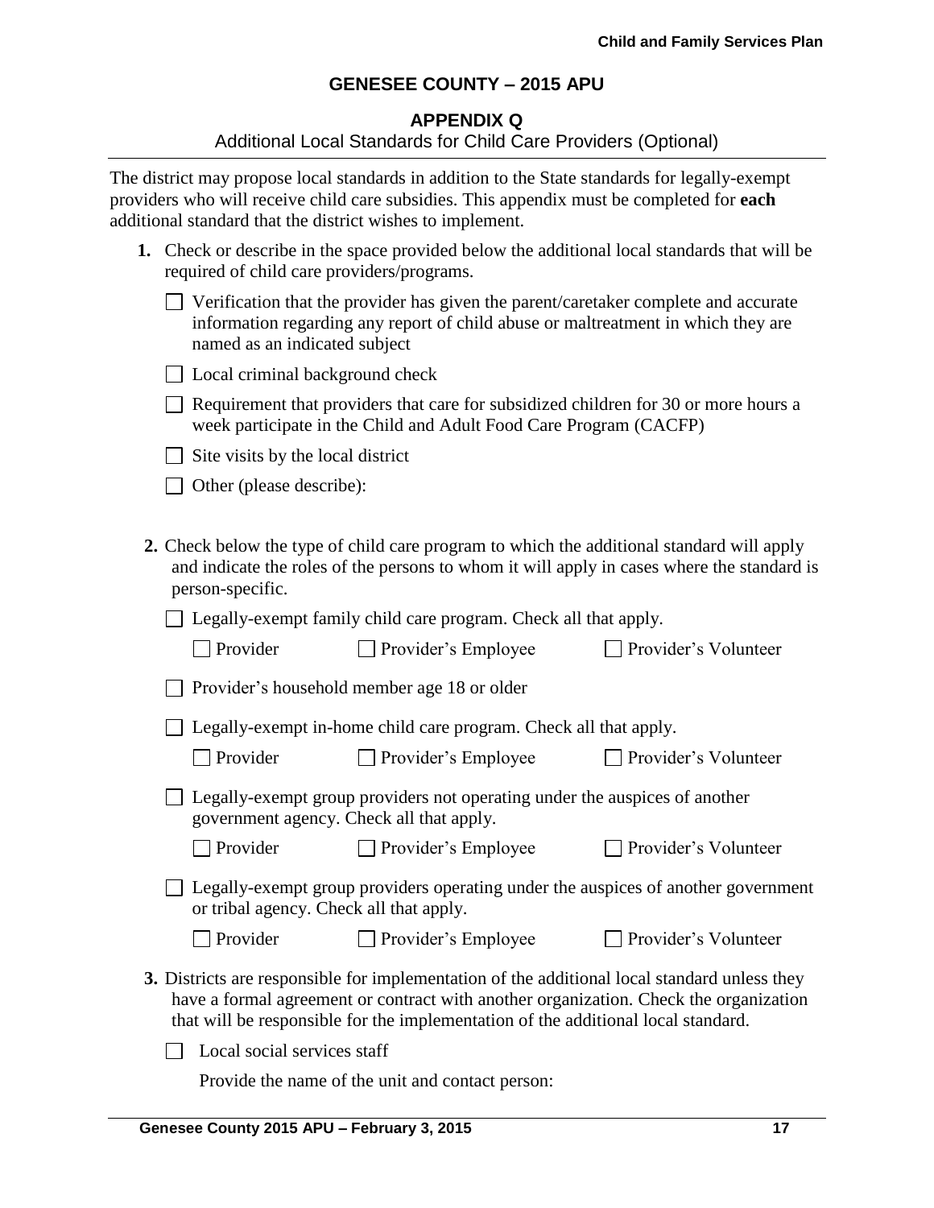## GENESEE COUNTY – 2015 APU

### APPENDIX Q

Additional Local Standards for Child Care Providers (Optional)

The district may propose local standards in addition to the State standards for legally-exempt providers who will receive child care subsidies. This appendix must be completed for **each** additional standard that the district wishes to implement.

1. Check or describe in the space provided below the additional local standards that will be required of child care providers/programs.

   ☐ Verification that the provider has given the parent/caretaker complete and accurate information regarding any report of child abuse or maltreatment in which they are named as an indicated subject

   ☐ Local criminal background check

   ☐ Requirement that providers that care for subsidized children for 30 or more hours a week participate in the Child and Adult Food Care Program (CACFP)

   ☐ Site visits by the local district

   ☐ Other (please describe):

2. Check below the type of child care program to which the additional standard will apply and indicate the roles of the persons to whom it will apply in cases where the standard is person-specific.

   ☐ Legally-exempt family child care program. Check all that apply.

   ☐ Provider ☐ Provider's Employee ☐ Provider's Volunteer

   ☐ Provider's household member age 18 or older

   ☐ Legally-exempt in-home child care program. Check all that apply.

   ☐ Provider ☐ Provider's Employee ☐ Provider's Volunteer

   ☐ Legally-exempt group providers not operating under the auspices of another government agency. Check all that apply.

   ☐ Provider ☐ Provider's Employee ☐ Provider's Volunteer

   ☐ Legally-exempt group providers operating under the auspices of another government or tribal agency. Check all that apply.

   ☐ Provider ☐ Provider's Employee ☐ Provider's Volunteer

3. Districts are responsible for implementation of the additional local standard unless they have a formal agreement or contract with another organization. Check the organization that will be responsible for the implementation of the additional local standard.

   ☐ Local social services staff

   Provide the name of the unit and contact person: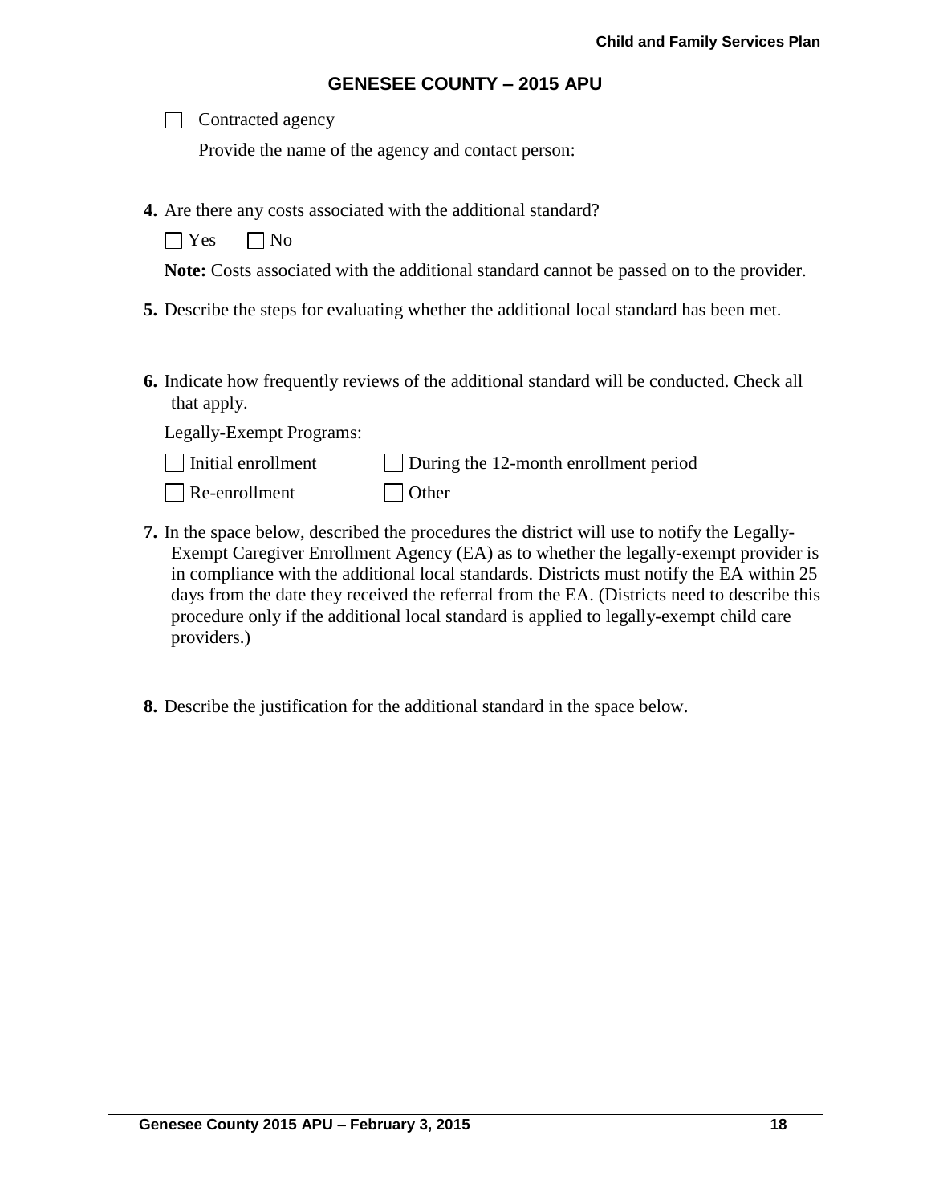## GENESEE COUNTY – 2015 APU

☐ Contracted agency

Provide the name of the agency and contact person:

**4.** Are there any costs associated with the additional standard?

☐ Yes ☐ No

**Note:** Costs associated with the additional standard cannot be passed on to the provider.

**5.** Describe the steps for evaluating whether the additional local standard has been met.

**6.** Indicate how frequently reviews of the additional standard will be conducted. Check all that apply.

Legally-Exempt Programs:

☐ Initial enrollment ☐ During the 12-month enrollment period

☐ Re-enrollment ☐ Other

**7.** In the space below, described the procedures the district will use to notify the Legally-Exempt Caregiver Enrollment Agency (EA) as to whether the legally-exempt provider is in compliance with the additional local standards. Districts must notify the EA within 25 days from the date they received the referral from the EA. (Districts need to describe this procedure only if the additional local standard is applied to legally-exempt child care providers.)

**8.** Describe the justification for the additional standard in the space below.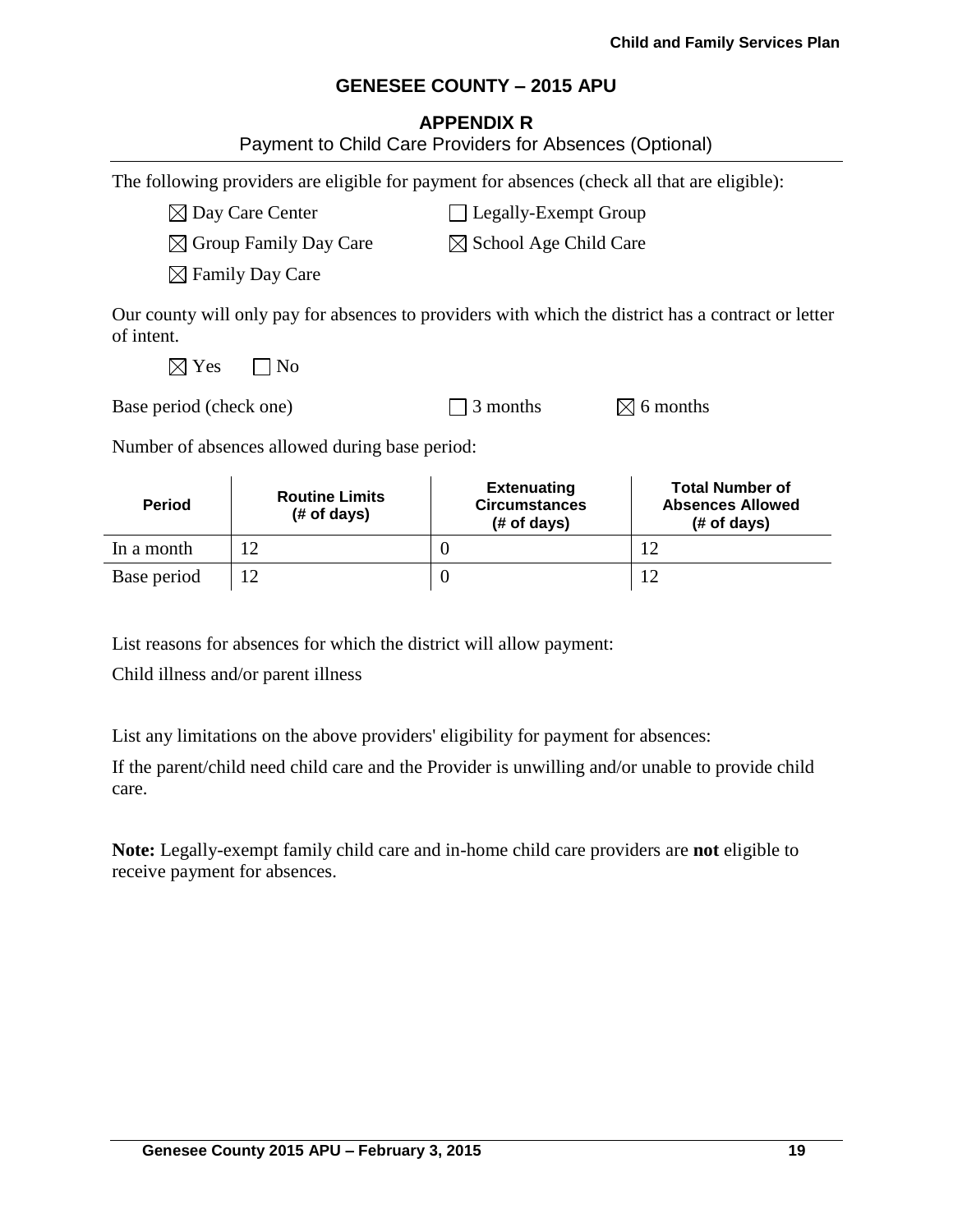## GENESEE COUNTY – 2015 APU

### APPENDIX R

Payment to Child Care Providers for Absences (Optional)

The following providers are eligible for payment for absences (check all that are eligible):

☒ Day Care Center ☐ Legally-Exempt Group

☒ Group Family Day Care ☒ School Age Child Care

☒ Family Day Care

Our county will only pay for absences to providers with which the district has a contract or letter of intent.

☒ Yes ☐ No

Base period (check one) ☐ 3 months ☒ 6 months

Number of absences allowed during base period:

| Period | Routine Limits (# of days) | Extenuating Circumstances (# of days) | Total Number of Absences Allowed (# of days) |
|---|---|---|---|
| In a month | 12 | 0 | 12 |
| Base period | 12 | 0 | 12 |

List reasons for absences for which the district will allow payment:

Child illness and/or parent illness

List any limitations on the above providers' eligibility for payment for absences:

If the parent/child need child care and the Provider is unwilling and/or unable to provide child care.

**Note:** Legally-exempt family child care and in-home child care providers are **not** eligible to receive payment for absences.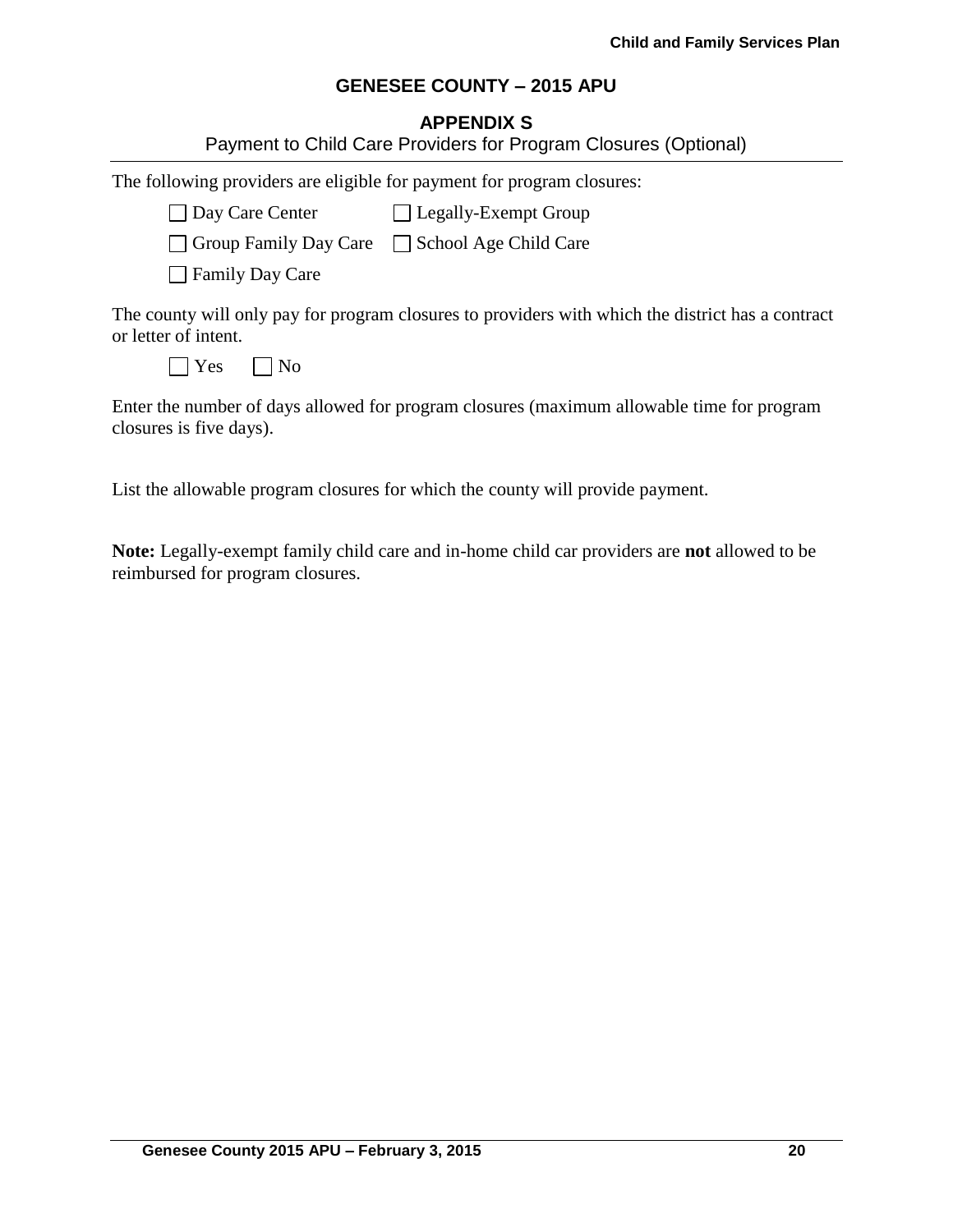## GENESEE COUNTY – 2015 APU

### APPENDIX S

Payment to Child Care Providers for Program Closures (Optional)

The following providers are eligible for payment for program closures:

☐ Day Care Center ☐ Legally-Exempt Group

☐ Group Family Day Care ☐ School Age Child Care

☐ Family Day Care

The county will only pay for program closures to providers with which the district has a contract or letter of intent.

☐ Yes ☐ No

Enter the number of days allowed for program closures (maximum allowable time for program closures is five days).

List the allowable program closures for which the county will provide payment.

**Note:** Legally-exempt family child care and in-home child car providers are **not** allowed to be reimbursed for program closures.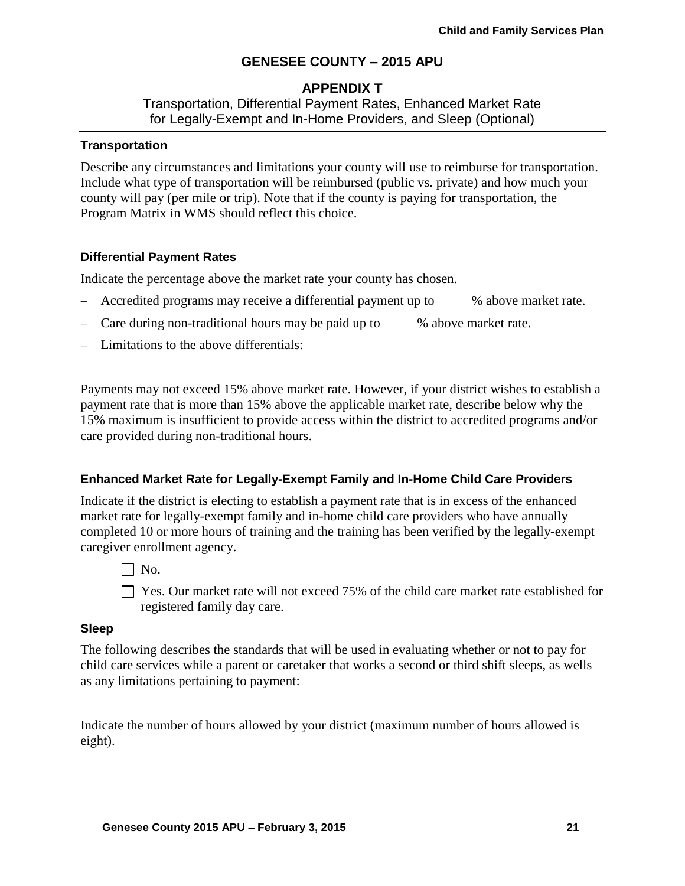# GENESEE COUNTY – 2015 APU

## APPENDIX T

Transportation, Differential Payment Rates, Enhanced Market Rate for Legally-Exempt and In-Home Providers, and Sleep (Optional)

### Transportation

Describe any circumstances and limitations your county will use to reimburse for transportation. Include what type of transportation will be reimbursed (public vs. private) and how much your county will pay (per mile or trip). Note that if the county is paying for transportation, the Program Matrix in WMS should reflect this choice.

### Differential Payment Rates

Indicate the percentage above the market rate your county has chosen.

- Accredited programs may receive a differential payment up to % above market rate.
- Care during non-traditional hours may be paid up to % above market rate.
- Limitations to the above differentials:

Payments may not exceed 15% above market rate. However, if your district wishes to establish a payment rate that is more than 15% above the applicable market rate, describe below why the 15% maximum is insufficient to provide access within the district to accredited programs and/or care provided during non-traditional hours.

### Enhanced Market Rate for Legally-Exempt Family and In-Home Child Care Providers

Indicate if the district is electing to establish a payment rate that is in excess of the enhanced market rate for legally-exempt family and in-home child care providers who have annually completed 10 or more hours of training and the training has been verified by the legally-exempt caregiver enrollment agency.

☐ No.

☐ Yes. Our market rate will not exceed 75% of the child care market rate established for registered family day care.

### Sleep

The following describes the standards that will be used in evaluating whether or not to pay for child care services while a parent or caretaker that works a second or third shift sleeps, as wells as any limitations pertaining to payment:

Indicate the number of hours allowed by your district (maximum number of hours allowed is eight).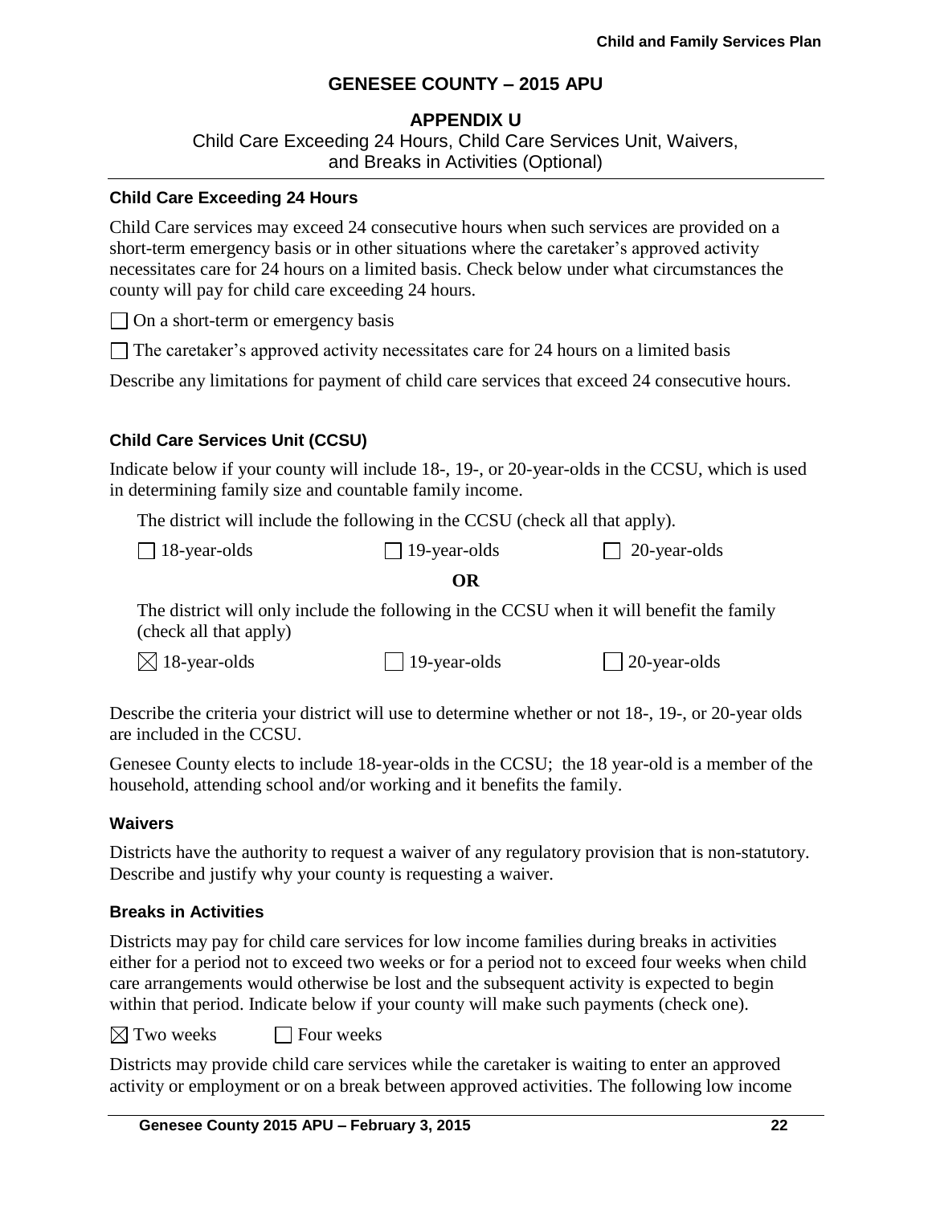# GENESEE COUNTY – 2015 APU

## APPENDIX U

Child Care Exceeding 24 Hours, Child Care Services Unit, Waivers, and Breaks in Activities (Optional)

### Child Care Exceeding 24 Hours

Child Care services may exceed 24 consecutive hours when such services are provided on a short-term emergency basis or in other situations where the caretaker's approved activity necessitates care for 24 hours on a limited basis. Check below under what circumstances the county will pay for child care exceeding 24 hours.

☐ On a short-term or emergency basis

☐ The caretaker's approved activity necessitates care for 24 hours on a limited basis

Describe any limitations for payment of child care services that exceed 24 consecutive hours.

### Child Care Services Unit (CCSU)

Indicate below if your county will include 18-, 19-, or 20-year-olds in the CCSU, which is used in determining family size and countable family income.

The district will include the following in the CCSU (check all that apply).

☐ 18-year-olds ☐ 19-year-olds ☐ 20-year-olds

**OR**

The district will only include the following in the CCSU when it will benefit the family (check all that apply)

☒ 18-year-olds ☐ 19-year-olds ☐ 20-year-olds

Describe the criteria your district will use to determine whether or not 18-, 19-, or 20-year olds are included in the CCSU.

Genesee County elects to include 18-year-olds in the CCSU; the 18 year-old is a member of the household, attending school and/or working and it benefits the family.

### Waivers

Districts have the authority to request a waiver of any regulatory provision that is non-statutory. Describe and justify why your county is requesting a waiver.

### Breaks in Activities

Districts may pay for child care services for low income families during breaks in activities either for a period not to exceed two weeks or for a period not to exceed four weeks when child care arrangements would otherwise be lost and the subsequent activity is expected to begin within that period. Indicate below if your county will make such payments (check one).

☒ Two weeks ☐ Four weeks

Districts may provide child care services while the caretaker is waiting to enter an approved activity or employment or on a break between approved activities. The following low income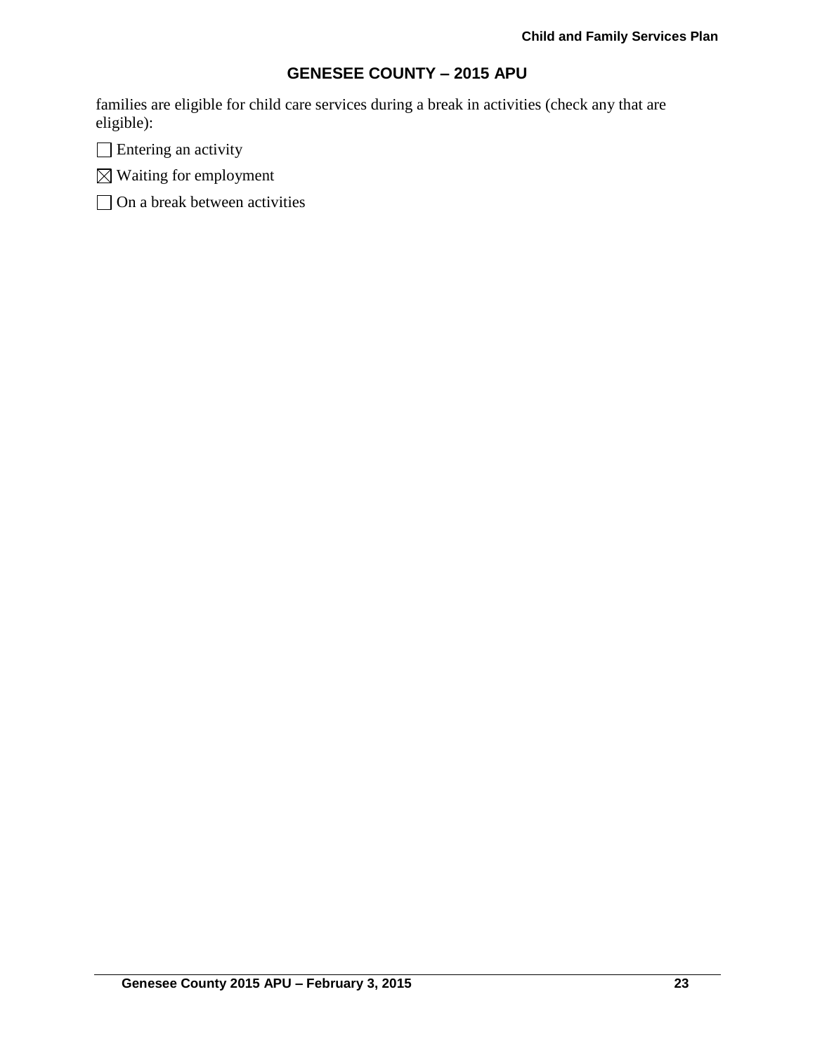families are eligible for child care services during a break in activities (check any that are eligible):

☐ Entering an activity

☒ Waiting for employment

☐ On a break between activities